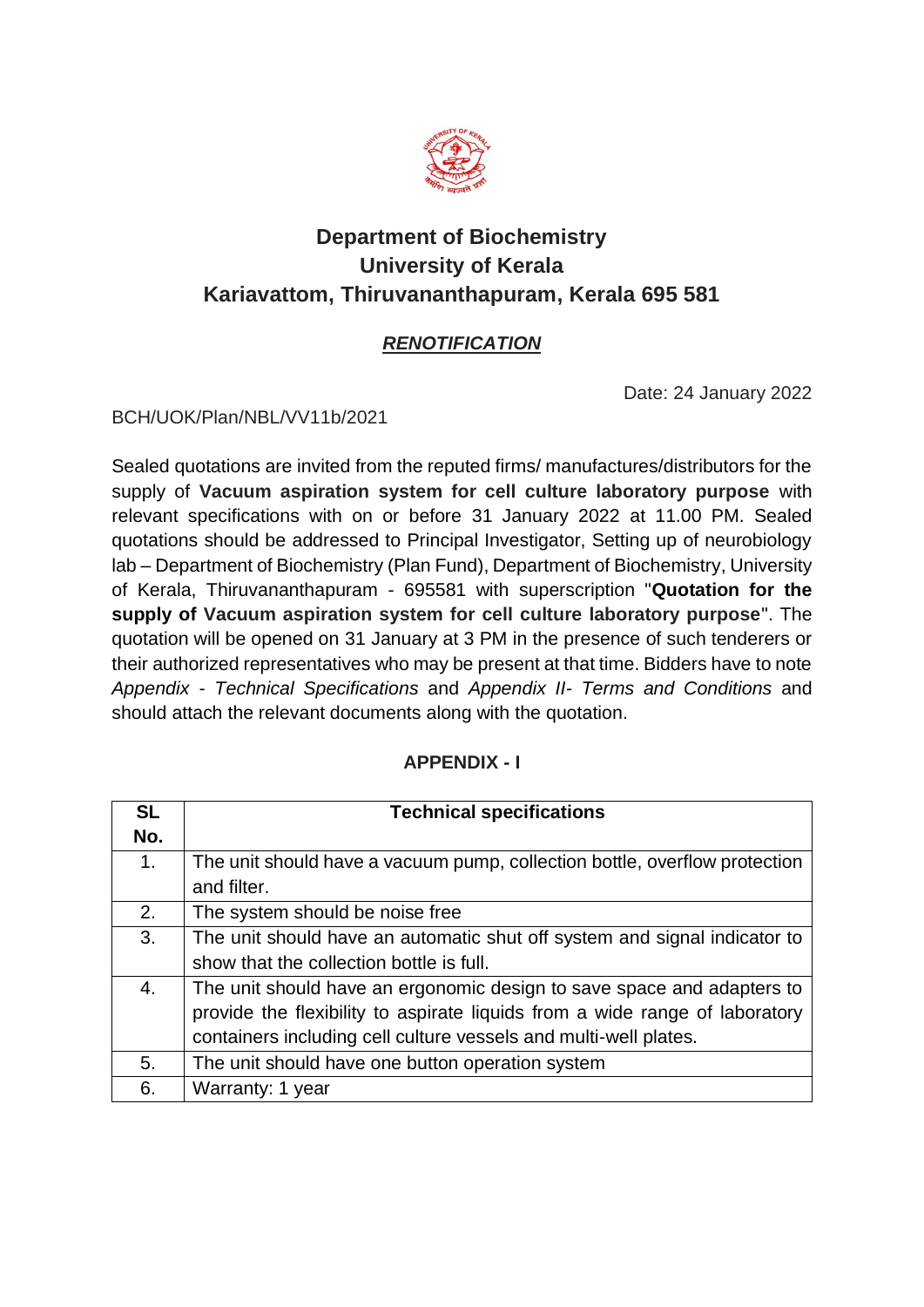# Department of Biochemistry
# University of Kerala
# Kariavattom, Thiruvananthapuram, Kerala 695 581

## ***RENOTIFICATION***

Date: 24 January 2022

BCH/UOK/Plan/NBL/VV11b/2021

Sealed quotations are invited from the reputed firms/ manufactures/distributors for the supply of **Vacuum aspiration system for cell culture laboratory purpose** with relevant specifications with on or before 31 January 2022 at 11.00 PM. Sealed quotations should be addressed to Principal Investigator, Setting up of neurobiology lab – Department of Biochemistry (Plan Fund), Department of Biochemistry, University of Kerala, Thiruvananthapuram - 695581 with superscription "**Quotation for the supply of Vacuum aspiration system for cell culture laboratory purpose**". The quotation will be opened on 31 January at 3 PM in the presence of such tenderers or their authorized representatives who may be present at that time. Bidders have to note *Appendix - Technical Specifications* and *Appendix II- Terms and Conditions* and should attach the relevant documents along with the quotation.

### APPENDIX - I

| SL No. | Technical specifications |
|---|---|
| 1. | The unit should have a vacuum pump, collection bottle, overflow protection and filter. |
| 2. | The system should be noise free |
| 3. | The unit should have an automatic shut off system and signal indicator to show that the collection bottle is full. |
| 4. | The unit should have an ergonomic design to save space and adapters to provide the flexibility to aspirate liquids from a wide range of laboratory containers including cell culture vessels and multi-well plates. |
| 5. | The unit should have one button operation system |
| 6. | Warranty: 1 year |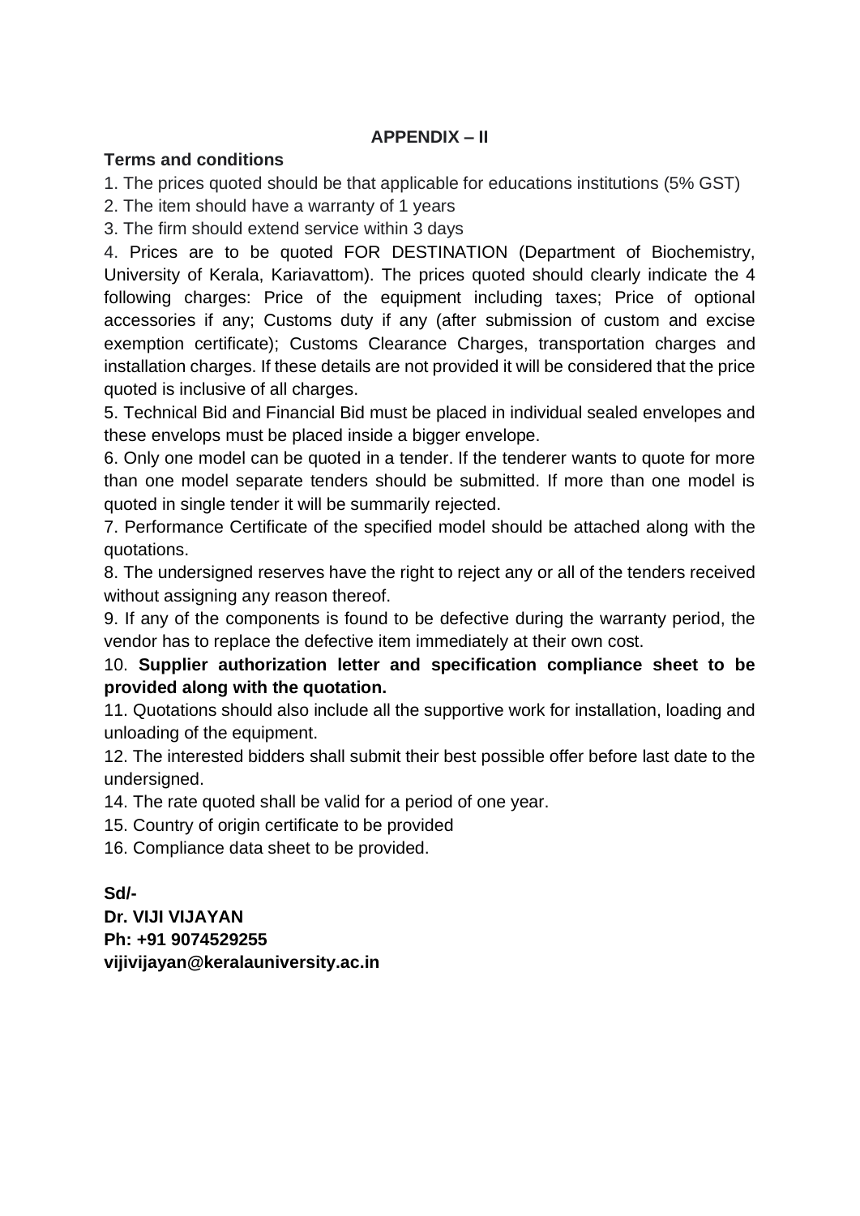**APPENDIX – II**

**Terms and conditions**

1. The prices quoted should be that applicable for educations institutions (5% GST)
2. The item should have a warranty of 1 years
3. The firm should extend service within 3 days
4. Prices are to be quoted FOR DESTINATION (Department of Biochemistry, University of Kerala, Kariavattom). The prices quoted should clearly indicate the 4 following charges: Price of the equipment including taxes; Price of optional accessories if any; Customs duty if any (after submission of custom and excise exemption certificate); Customs Clearance Charges, transportation charges and installation charges. If these details are not provided it will be considered that the price quoted is inclusive of all charges.
5. Technical Bid and Financial Bid must be placed in individual sealed envelopes and these envelops must be placed inside a bigger envelope.
6. Only one model can be quoted in a tender. If the tenderer wants to quote for more than one model separate tenders should be submitted. If more than one model is quoted in single tender it will be summarily rejected.
7. Performance Certificate of the specified model should be attached along with the quotations.
8. The undersigned reserves have the right to reject any or all of the tenders received without assigning any reason thereof.
9. If any of the components is found to be defective during the warranty period, the vendor has to replace the defective item immediately at their own cost.
10. **Supplier authorization letter and specification compliance sheet to be provided along with the quotation.**
11. Quotations should also include all the supportive work for installation, loading and unloading of the equipment.
12. The interested bidders shall submit their best possible offer before last date to the undersigned.
14. The rate quoted shall be valid for a period of one year.
15. Country of origin certificate to be provided
16. Compliance data sheet to be provided.

**Sd/-**
**Dr. VIJI VIJAYAN**
**Ph: +91 9074529255**
**vijivijayan@keralauniversity.ac.in**